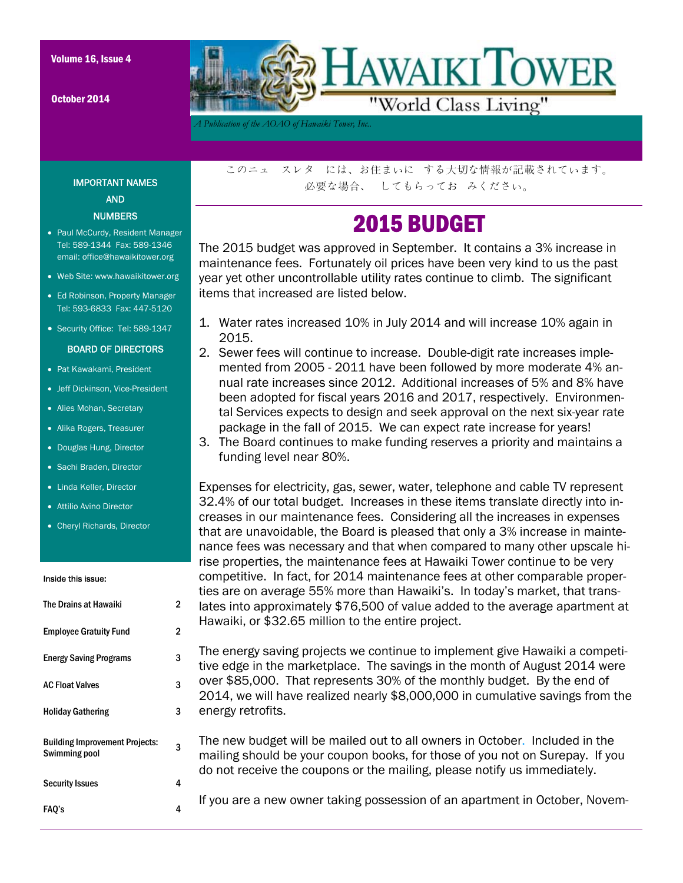# HAWAIKI TOWER

"World Class Living"

*A Publication of the AOAO of Hawaiki Tower, Inc.*

Volume 16, Issue 4

October 2014

このニュ　スレタ　には、お住まいに　する大切な情報が記載されています。
必要な場合、　してもらってお　みください。

## 2015 BUDGET

The 2015 budget was approved in September. It contains a 3% increase in maintenance fees. Fortunately oil prices have been very kind to us the past year yet other uncontrollable utility rates continue to climb. The significant items that increased are listed below.

1. Water rates increased 10% in July 2014 and will increase 10% again in 2015.
2. Sewer fees will continue to increase. Double-digit rate increases implemented from 2005 - 2011 have been followed by more moderate 4% annual rate increases since 2012. Additional increases of 5% and 8% have been adopted for fiscal years 2016 and 2017, respectively. Environmental Services expects to design and seek approval on the next six-year rate package in the fall of 2015. We can expect rate increase for years!
3. The Board continues to make funding reserves a priority and maintains a funding level near 80%.

Expenses for electricity, gas, sewer, water, telephone and cable TV represent 32.4% of our total budget. Increases in these items translate directly into increases in our maintenance fees. Considering all the increases in expenses that are unavoidable, the Board is pleased that only a 3% increase in maintenance fees was necessary and that when compared to many other upscale hi-rise properties, the maintenance fees at Hawaiki Tower continue to be very competitive. In fact, for 2014 maintenance fees at other comparable properties are on average 55% more than Hawaiki's. In today's market, that translates into approximately $76,500 of value added to the average apartment at Hawaiki, or $32.65 million to the entire project.

The energy saving projects we continue to implement give Hawaiki a competitive edge in the marketplace. The savings in the month of August 2014 were over $85,000. That represents 30% of the monthly budget. By the end of 2014, we will have realized nearly $8,000,000 in cumulative savings from the energy retrofits.

The new budget will be mailed out to all owners in October. Included in the mailing should be your coupon books, for those of you not on Surepay. If you do not receive the coupons or the mailing, please notify us immediately.

If you are a new owner taking possession of an apartment in October, Novem-

### IMPORTANT NAMES AND NUMBERS

- Paul McCurdy, Resident Manager  
  Tel: 589-1344 Fax: 589-1346  
  email: office@hawaikitower.org
- Web Site: www.hawaikitower.org
- Ed Robinson, Property Manager  
  Tel: 593-6833 Fax: 447-5120
- Security Office: Tel: 589-1347

### BOARD OF DIRECTORS

- Pat Kawakami, President
- Jeff Dickinson, Vice-President
- Alies Mohan, Secretary
- Alika Rogers, Treasurer
- Douglas Hung, Director
- Sachi Braden, Director
- Linda Keller, Director
- Attilio Avino Director
- Cheryl Richards, Director

### Inside this issue:

| | |
|---|---|
| The Drains at Hawaiki | 2 |
| Employee Gratuity Fund | 2 |
| Energy Saving Programs | 3 |
| AC Float Valves | 3 |
| Holiday Gathering | 3 |
| Building Improvement Projects: Swimming pool | 3 |
| Security Issues | 4 |
| FAQ's | 4 |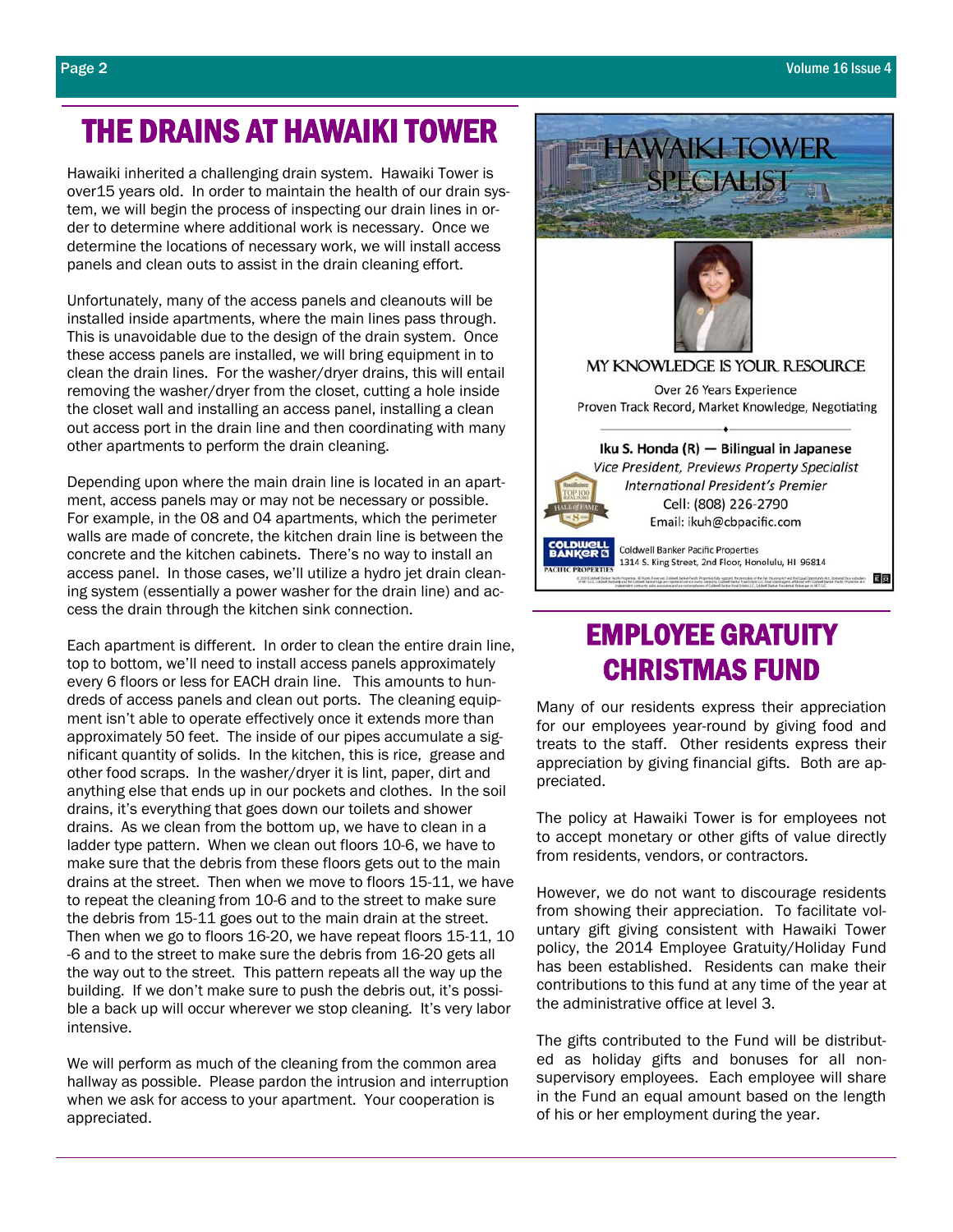# THE DRAINS AT HAWAIKI TOWER

Hawaiki inherited a challenging drain system. Hawaiki Tower is over15 years old. In order to maintain the health of our drain system, we will begin the process of inspecting our drain lines in order to determine where additional work is necessary. Once we determine the locations of necessary work, we will install access panels and clean outs to assist in the drain cleaning effort.

Unfortunately, many of the access panels and cleanouts will be installed inside apartments, where the main lines pass through. This is unavoidable due to the design of the drain system. Once these access panels are installed, we will bring equipment in to clean the drain lines. For the washer/dryer drains, this will entail removing the washer/dryer from the closet, cutting a hole inside the closet wall and installing an access panel, installing a clean out access port in the drain line and then coordinating with many other apartments to perform the drain cleaning.

Depending upon where the main drain line is located in an apartment, access panels may or may not be necessary or possible. For example, in the 08 and 04 apartments, which the perimeter walls are made of concrete, the kitchen drain line is between the concrete and the kitchen cabinets. There's no way to install an access panel. In those cases, we'll utilize a hydro jet drain cleaning system (essentially a power washer for the drain line) and access the drain through the kitchen sink connection.

Each apartment is different. In order to clean the entire drain line, top to bottom, we'll need to install access panels approximately every 6 floors or less for EACH drain line. This amounts to hundreds of access panels and clean out ports. The cleaning equipment isn't able to operate effectively once it extends more than approximately 50 feet. The inside of our pipes accumulate a significant quantity of solids. In the kitchen, this is rice, grease and other food scraps. In the washer/dryer it is lint, paper, dirt and anything else that ends up in our pockets and clothes. In the soil drains, it's everything that goes down our toilets and shower drains. As we clean from the bottom up, we have to clean in a ladder type pattern. When we clean out floors 10-6, we have to make sure that the debris from these floors gets out to the main drains at the street. Then when we move to floors 15-11, we have to repeat the cleaning from 10-6 and to the street to make sure the debris from 15-11 goes out to the main drain at the street. Then when we go to floors 16-20, we have repeat floors 15-11, 10-6 and to the street to make sure the debris from 16-20 gets all the way out to the street. This pattern repeats all the way up the building. If we don't make sure to push the debris out, it's possible a back up will occur wherever we stop cleaning. It's very labor intensive.

We will perform as much of the cleaning from the common area hallway as possible. Please pardon the intrusion and interruption when we ask for access to your apartment. Your cooperation is appreciated.

HAWAIKI TOWER SPECIALIST

MY KNOWLEDGE IS YOUR RESOURCE

Over 26 Years Experience
Proven Track Record, Market Knowledge, Negotiating

**Iku S. Honda (R) — Bilingual in Japanese**
*Vice President, Previews Property Specialist*
*International President's Premier*
Cell: (808) 226-2790
Email: ikuh@cbpacific.com

Coldwell Banker Pacific Properties
1314 S. King Street, 2nd Floor, Honolulu, HI 96814

# EMPLOYEE GRATUITY CHRISTMAS FUND

Many of our residents express their appreciation for our employees year-round by giving food and treats to the staff. Other residents express their appreciation by giving financial gifts. Both are appreciated.

The policy at Hawaiki Tower is for employees not to accept monetary or other gifts of value directly from residents, vendors, or contractors.

However, we do not want to discourage residents from showing their appreciation. To facilitate voluntary gift giving consistent with Hawaiki Tower policy, the 2014 Employee Gratuity/Holiday Fund has been established. Residents can make their contributions to this fund at any time of the year at the administrative office at level 3.

The gifts contributed to the Fund will be distributed as holiday gifts and bonuses for all non-supervisory employees. Each employee will share in the Fund an equal amount based on the length of his or her employment during the year.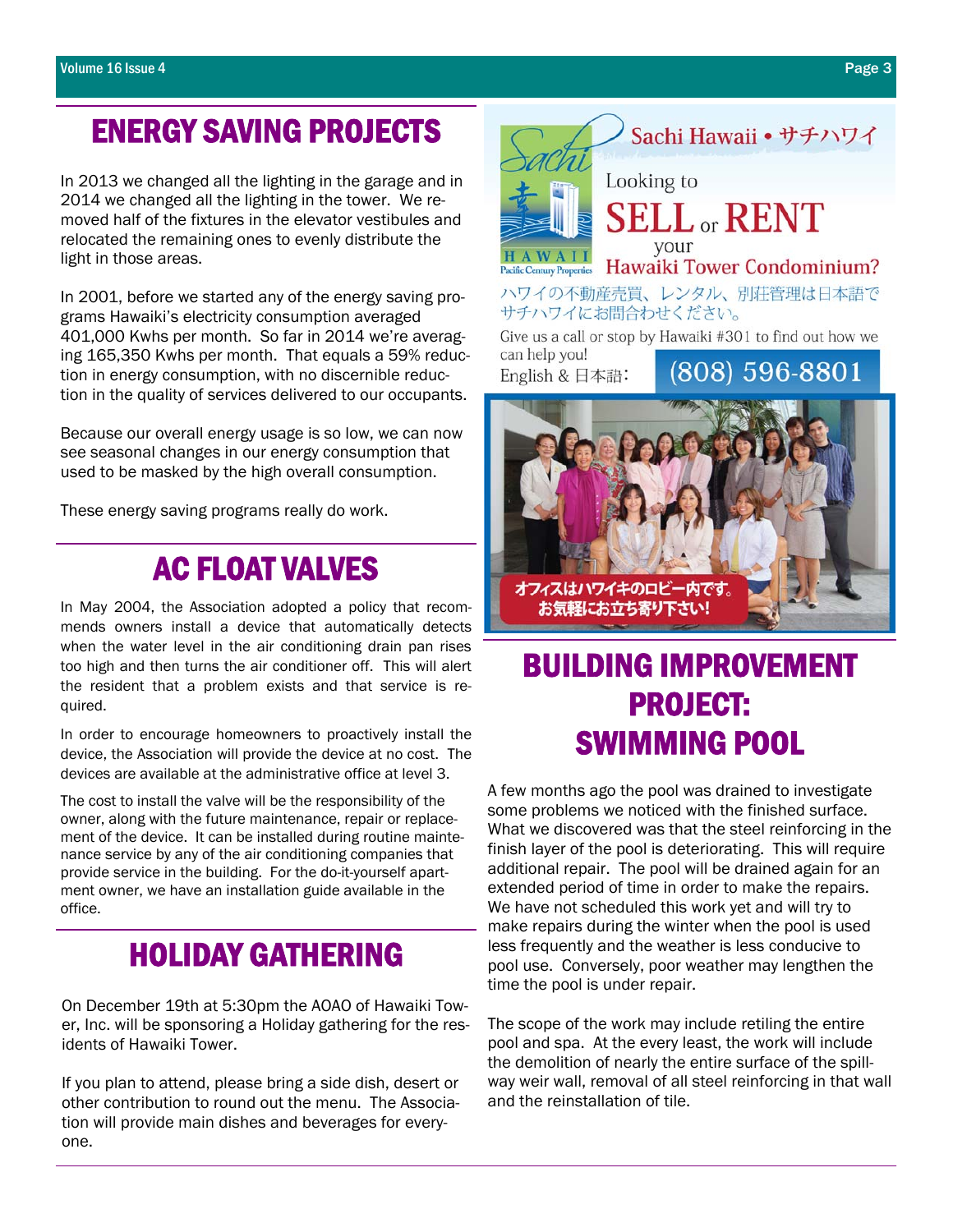## ENERGY SAVING PROJECTS

In 2013 we changed all the lighting in the garage and in 2014 we changed all the lighting in the tower. We removed half of the fixtures in the elevator vestibules and relocated the remaining ones to evenly distribute the light in those areas.

In 2001, before we started any of the energy saving programs Hawaiki's electricity consumption averaged 401,000 Kwhs per month. So far in 2014 we're averaging 165,350 Kwhs per month. That equals a 59% reduction in energy consumption, with no discernible reduction in the quality of services delivered to our occupants.

Because our overall energy usage is so low, we can now see seasonal changes in our energy consumption that used to be masked by the high overall consumption.

These energy saving programs really do work.

## AC FLOAT VALVES

In May 2004, the Association adopted a policy that recommends owners install a device that automatically detects when the water level in the air conditioning drain pan rises too high and then turns the air conditioner off. This will alert the resident that a problem exists and that service is required.

In order to encourage homeowners to proactively install the device, the Association will provide the device at no cost. The devices are available at the administrative office at level 3.

The cost to install the valve will be the responsibility of the owner, along with the future maintenance, repair or replacement of the device. It can be installed during routine maintenance service by any of the air conditioning companies that provide service in the building. For the do-it-yourself apartment owner, we have an installation guide available in the office.

## HOLIDAY GATHERING

On December 19th at 5:30pm the AOAO of Hawaiki Tower, Inc. will be sponsoring a Holiday gathering for the residents of Hawaiki Tower.

If you plan to attend, please bring a side dish, desert or other contribution to round out the menu. The Association will provide main dishes and beverages for everyone.

Sachi Hawaii • サチハワイ

Looking to

**SELL or RENT**

your

**Hawaiki Tower Condominium?**

ハワイの不動産売買、レンタル、別荘管理は日本語でサチハワイにお問合わせください。

Give us a call or stop by Hawaiki #301 to find out how we can help you!

English & 日本語: (808) 596-8801

オフィスはハワイキのロビー内です。お気軽にお立ち寄り下さい!

## BUILDING IMPROVEMENT PROJECT: SWIMMING POOL

A few months ago the pool was drained to investigate some problems we noticed with the finished surface. What we discovered was that the steel reinforcing in the finish layer of the pool is deteriorating. This will require additional repair. The pool will be drained again for an extended period of time in order to make the repairs. We have not scheduled this work yet and will try to make repairs during the winter when the pool is used less frequently and the weather is less conducive to pool use. Conversely, poor weather may lengthen the time the pool is under repair.

The scope of the work may include retiling the entire pool and spa. At the every least, the work will include the demolition of nearly the entire surface of the spillway weir wall, removal of all steel reinforcing in that wall and the reinstallation of tile.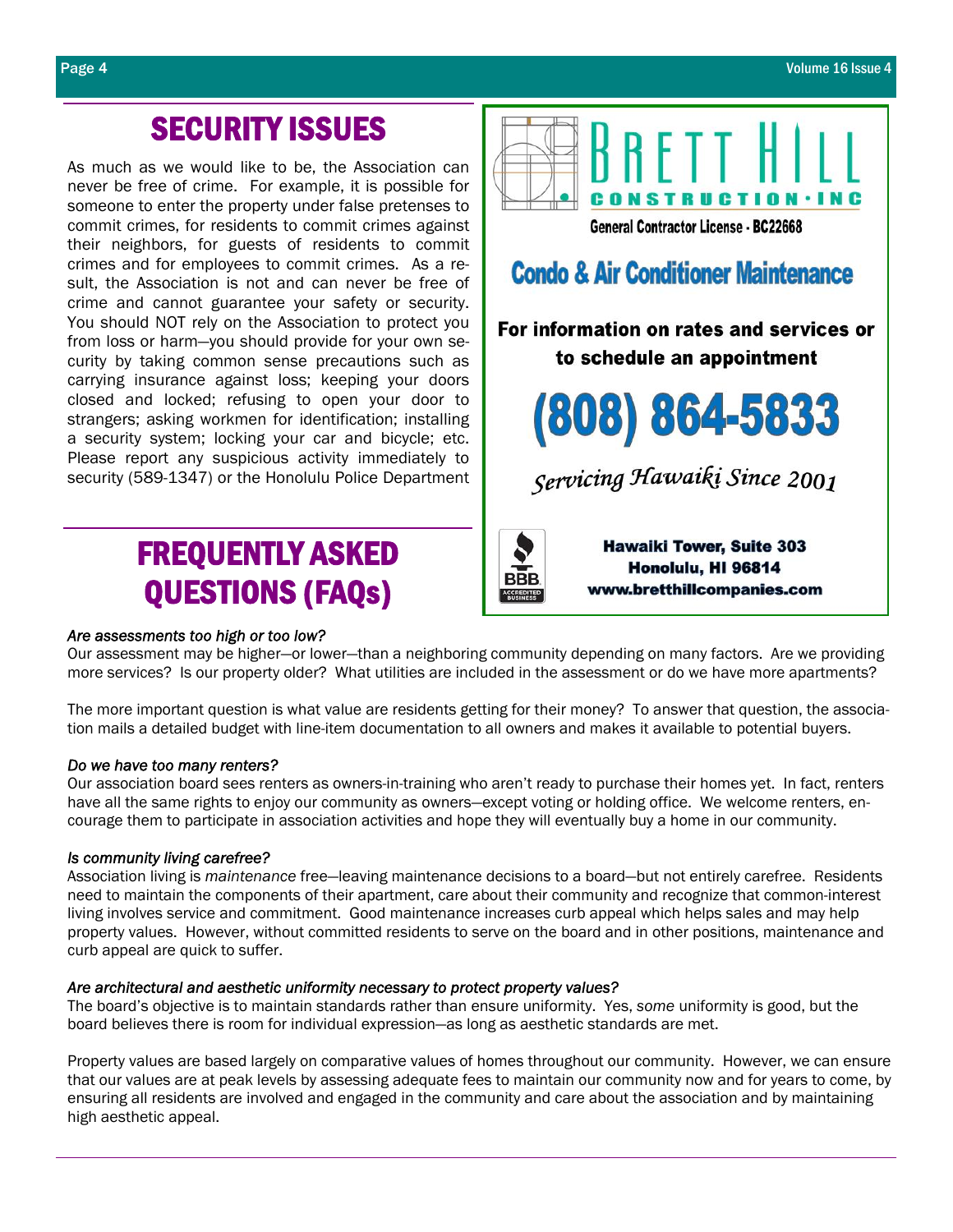## SECURITY ISSUES

As much as we would like to be, the Association can never be free of crime. For example, it is possible for someone to enter the property under false pretenses to commit crimes, for residents to commit crimes against their neighbors, for guests of residents to commit crimes and for employees to commit crimes. As a result, the Association is not and can never be free of crime and cannot guarantee your safety or security. You should NOT rely on the Association to protect you from loss or harm—you should provide for your own security by taking common sense precautions such as carrying insurance against loss; keeping your doors closed and locked; refusing to open your door to strangers; asking workmen for identification; installing a security system; locking your car and bicycle; etc. Please report any suspicious activity immediately to security (589-1347) or the Honolulu Police Department

BRETT HILL CONSTRUCTION · INC

General Contractor License - BC22668

**Condo & Air Conditioner Maintenance**

**For information on rates and services or to schedule an appointment**

**(808) 864-5833**

*Servicing Hawaiki Since 2001*

BBB ACCREDITED BUSINESS

**Hawaiki Tower, Suite 303**
**Honolulu, HI 96814**
**www.bretthillcompanies.com**

## FREQUENTLY ASKED QUESTIONS (FAQs)

*Are assessments too high or too low?*
Our assessment may be higher—or lower—than a neighboring community depending on many factors. Are we providing more services? Is our property older? What utilities are included in the assessment or do we have more apartments?

The more important question is what value are residents getting for their money? To answer that question, the association mails a detailed budget with line-item documentation to all owners and makes it available to potential buyers.

*Do we have too many renters?*
Our association board sees renters as owners-in-training who aren't ready to purchase their homes yet. In fact, renters have all the same rights to enjoy our community as owners—except voting or holding office. We welcome renters, encourage them to participate in association activities and hope they will eventually buy a home in our community.

*Is community living carefree?*
Association living is *maintenance* free—leaving maintenance decisions to a board—but not entirely carefree. Residents need to maintain the components of their apartment, care about their community and recognize that common-interest living involves service and commitment. Good maintenance increases curb appeal which helps sales and may help property values. However, without committed residents to serve on the board and in other positions, maintenance and curb appeal are quick to suffer.

*Are architectural and aesthetic uniformity necessary to protect property values?*
The board's objective is to maintain standards rather than ensure uniformity. Yes, *some* uniformity is good, but the board believes there is room for individual expression—as long as aesthetic standards are met.

Property values are based largely on comparative values of homes throughout our community. However, we can ensure that our values are at peak levels by assessing adequate fees to maintain our community now and for years to come, by ensuring all residents are involved and engaged in the community and care about the association and by maintaining high aesthetic appeal.